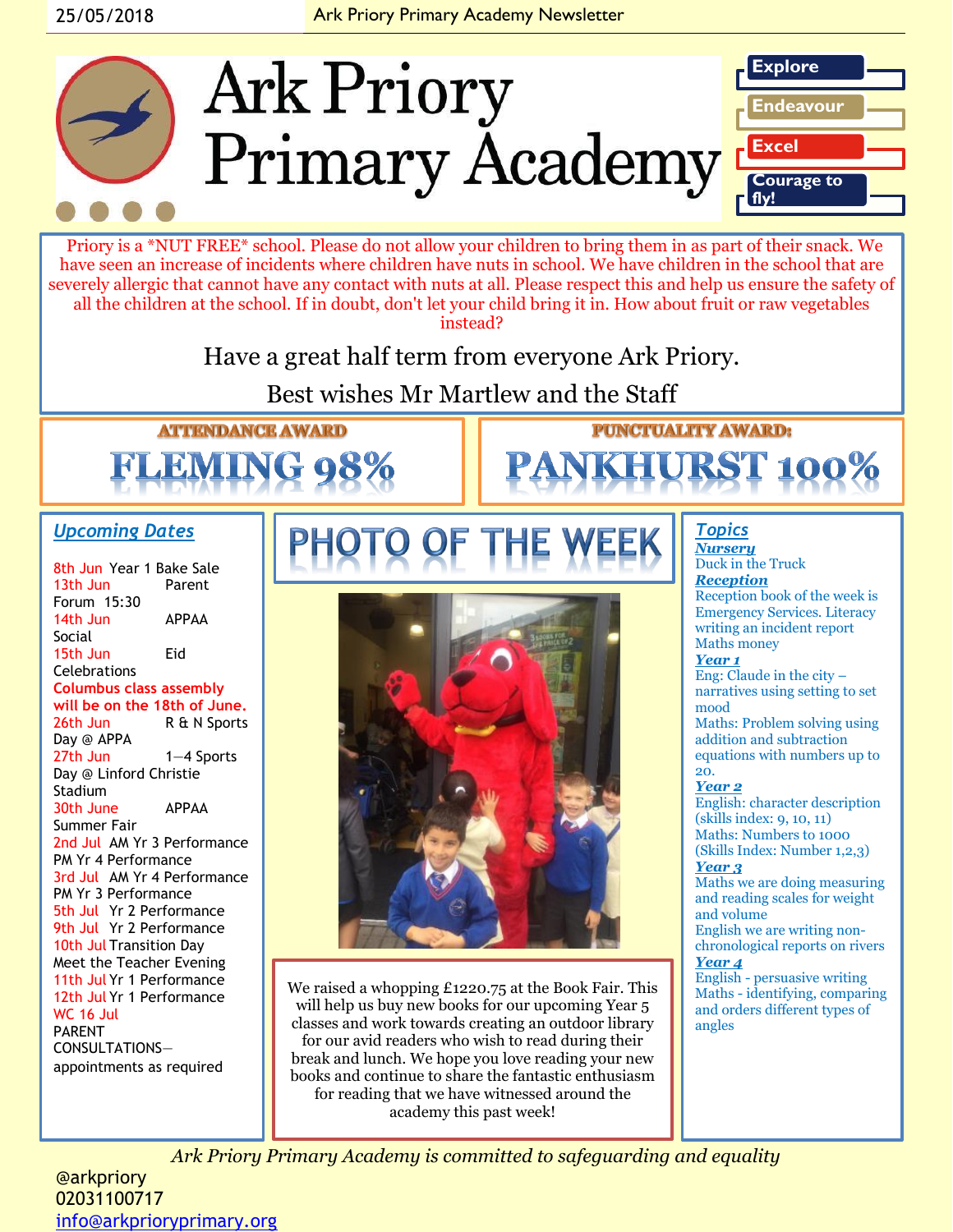25/05/2018 Ark Priory Primary Academy Newsletter

# Ark Priory Primary Academy

**Explore**
**Endeavour**
**Excel**
**Courage to fly!**

Priory is a *NUT FREE* school. Please do not allow your children to bring them in as part of their snack. We have seen an increase of incidents where children have nuts in school. We have children in the school that are severely allergic that cannot have any contact with nuts at all. Please respect this and help us ensure the safety of all the children at the school. If in doubt, don't let your child bring it in. How about fruit or raw vegetables instead?

Have a great half term from everyone Ark Priory.

Best wishes Mr Martlew and the Staff

**ATTENDANCE AWARD**

## FLEMING 98%

**PUNCTUALITY AWARD:**

## PANKHURST 100%

## Upcoming Dates

- 8th Jun Year 1 Bake Sale
- 13th Jun Parent Forum 15:30
- 14th Jun APPAA Social
- 15th Jun Eid Celebrations
- **Columbus class assembly will be on the 18th of June.**
- 26th Jun R & N Sports Day @ APPA
- 27th Jun 1—4 Sports Day @ Linford Christie Stadium
- 30th June APPAA Summer Fair
- 2nd Jul AM Yr 3 Performance PM Yr 4 Performance
- 3rd Jul AM Yr 4 Performance PM Yr 3 Performance
- 5th Jul Yr 2 Performance
- 9th Jul Yr 2 Performance
- 10th Jul Transition Day Meet the Teacher Evening
- 11th Jul Yr 1 Performance
- 12th Jul Yr 1 Performance
- WC 16 Jul PARENT CONSULTATIONS—appointments as required

## PHOTO OF THE WEEK

We raised a whopping £1220.75 at the Book Fair. This will help us buy new books for our upcoming Year 5 classes and work towards creating an outdoor library for our avid readers who wish to read during their break and lunch. We hope you love reading your new books and continue to share the fantastic enthusiasm for reading that we have witnessed around the academy this past week!

## Topics

***Nursery***

Duck in the Truck

***Reception***

Reception book of the week is Emergency Services. Literacy writing an incident report

Maths money

***Year 1***

Eng: Claude in the city – narratives using setting to set mood

Maths: Problem solving using addition and subtraction equations with numbers up to 20.

***Year 2***

English: character description (skills index: 9, 10, 11)

Maths: Numbers to 1000 (Skills Index: Number 1,2,3)

***Year 3***

Maths we are doing measuring and reading scales for weight and volume

English we are writing non-chronological reports on rivers

***Year 4***

English - persuasive writing

Maths - identifying, comparing and orders different types of angles

*Ark Priory Primary Academy is committed to safeguarding and equality*

@arkpriory
02031100717
info@arkprioryprimary.org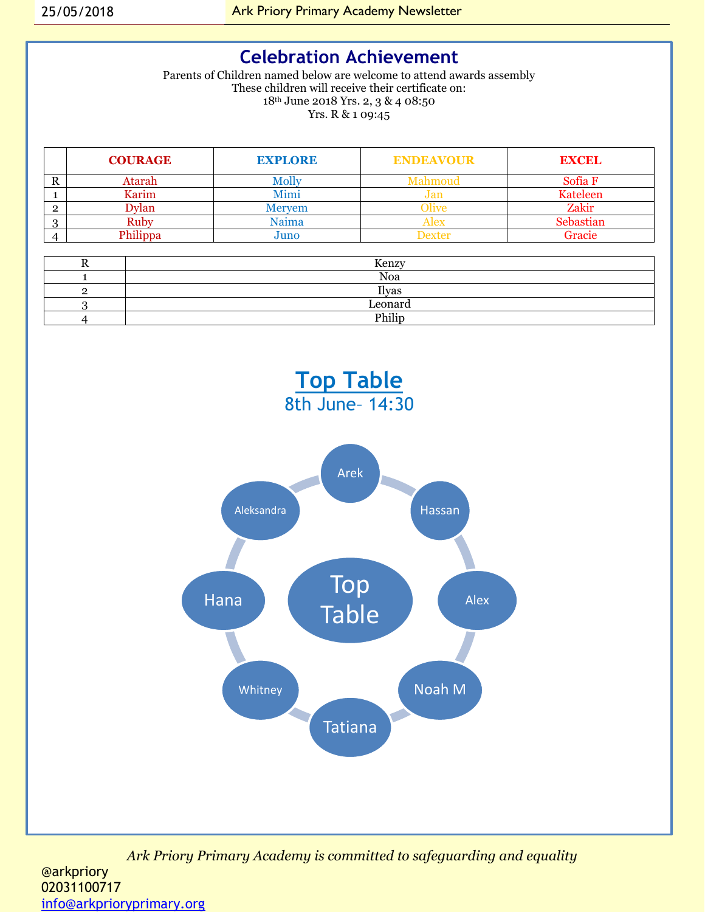# Celebration Achievement

Parents of Children named below are welcome to attend awards assembly
These children will receive their certificate on:
18th June 2018 Yrs. 2, 3 & 4 08:50
Yrs. R & 1 09:45

| | COURAGE | EXPLORE | ENDEAVOUR | EXCEL |
|---|---|---|---|---|
| R | Atarah | Molly | Mahmoud | Sofia F |
| 1 | Karim | Mimi | Jan | Kateleen |
| 2 | Dylan | Meryem | Olive | Zakir |
| 3 | Ruby | Naima | Alex | Sebastian |
| 4 | Philippa | Juno | Dexter | Gracie |

| | |
|---|---|
| R | Kenzy |
| 1 | Noa |
| 2 | Ilyas |
| 3 | Leonard |
| 4 | Philip |

## Top Table

8th June– 14:30

Top Table

- Arek
- Hassan
- Alex
- Noah M
- Tatiana
- Whitney
- Hana
- Aleksandra

*Ark Priory Primary Academy is committed to safeguarding and equality*

@arkpriory
02031100717
info@arkprioryprimary.org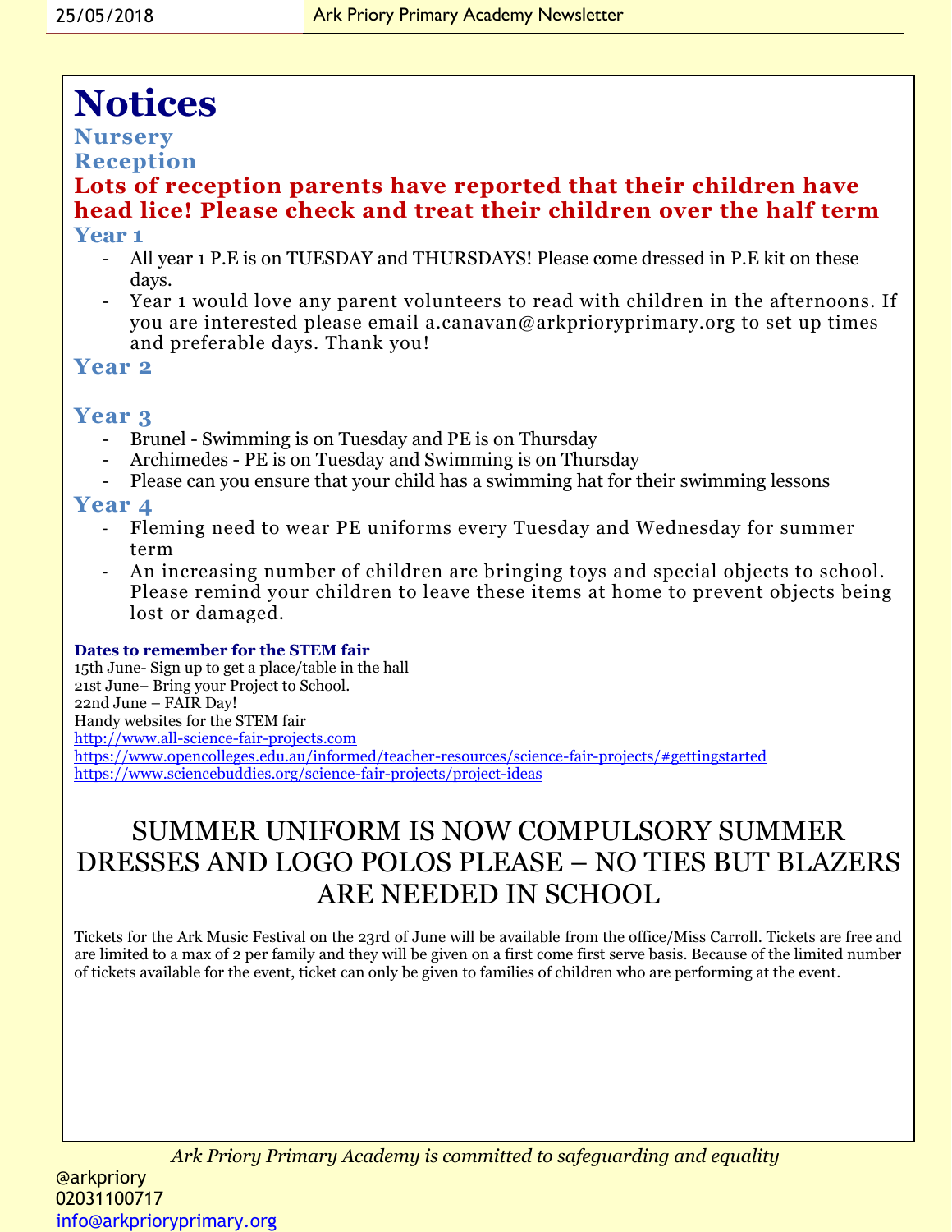# Notices

### Nursery

### Reception

**Lots of reception parents have reported that their children have head lice! Please check and treat their children over the half term**

### Year 1

- All year 1 P.E is on TUESDAY and THURSDAYS! Please come dressed in P.E kit on these days.
- Year 1 would love any parent volunteers to read with children in the afternoons. If you are interested please email a.canavan@arkprioryprimary.org to set up times and preferable days. Thank you!

### Year 2

### Year 3

- Brunel - Swimming is on Tuesday and PE is on Thursday
- Archimedes - PE is on Tuesday and Swimming is on Thursday
- Please can you ensure that your child has a swimming hat for their swimming lessons

### Year 4

- Fleming need to wear PE uniforms every Tuesday and Wednesday for summer term
- An increasing number of children are bringing toys and special objects to school. Please remind your children to leave these items at home to prevent objects being lost or damaged.

**Dates to remember for the STEM fair**

15th June- Sign up to get a place/table in the hall
21st June– Bring your Project to School.
22nd June – FAIR Day!
Handy websites for the STEM fair
http://www.all-science-fair-projects.com
https://www.opencolleges.edu.au/informed/teacher-resources/science-fair-projects/#gettingstarted
https://www.sciencebuddies.org/science-fair-projects/project-ideas

SUMMER UNIFORM IS NOW COMPULSORY SUMMER DRESSES AND LOGO POLOS PLEASE – NO TIES BUT BLAZERS ARE NEEDED IN SCHOOL

Tickets for the Ark Music Festival on the 23rd of June will be available from the office/Miss Carroll. Tickets are free and are limited to a max of 2 per family and they will be given on a first come first serve basis. Because of the limited number of tickets available for the event, ticket can only be given to families of children who are performing at the event.

*Ark Priory Primary Academy is committed to safeguarding and equality*

@arkpriory
02031100717
info@arkprioryprimary.org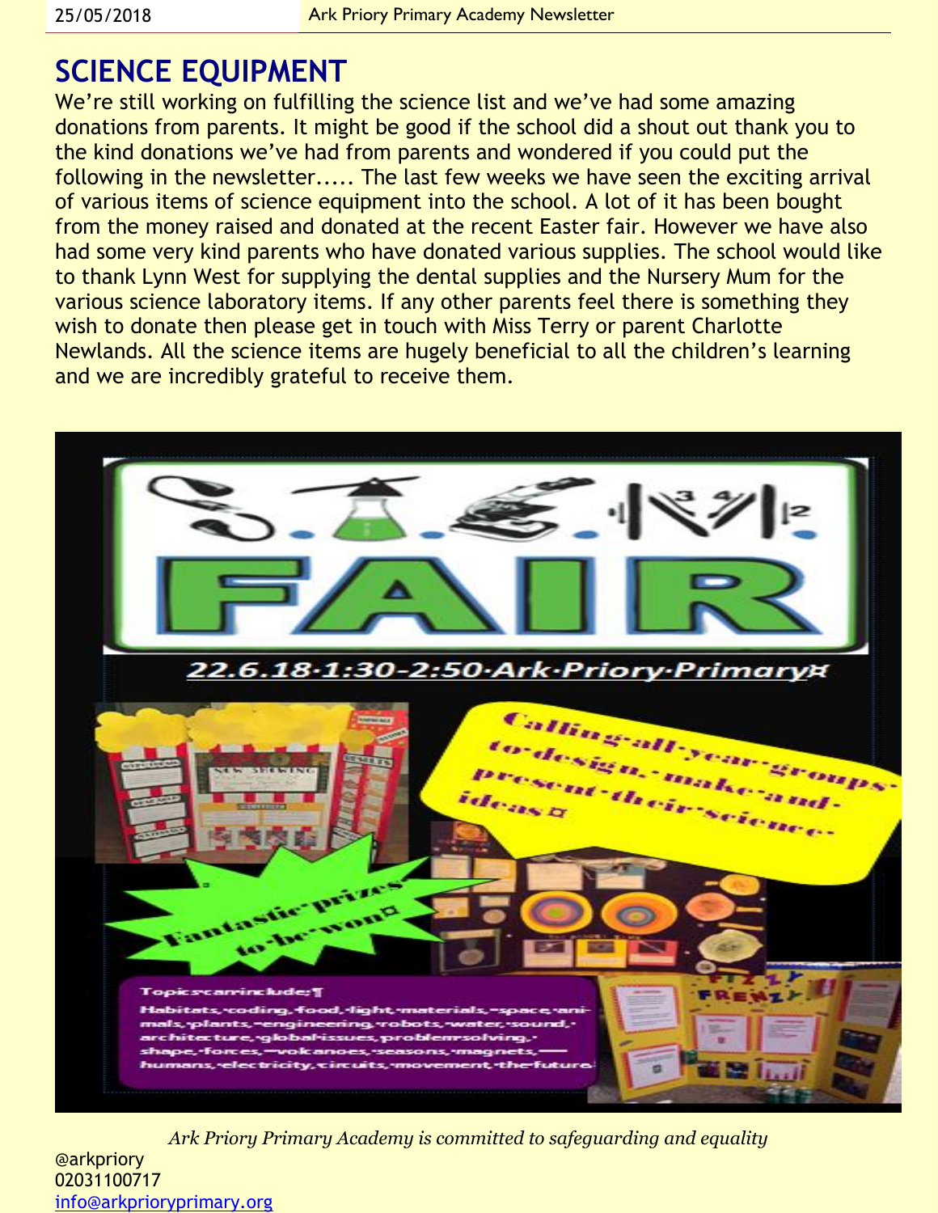## SCIENCE EQUIPMENT

We're still working on fulfilling the science list and we've had some amazing donations from parents. It might be good if the school did a shout out thank you to the kind donations we've had from parents and wondered if you could put the following in the newsletter..... The last few weeks we have seen the exciting arrival of various items of science equipment into the school. A lot of it has been bought from the money raised and donated at the recent Easter fair. However we have also had some very kind parents who have donated various supplies. The school would like to thank Lynn West for supplying the dental supplies and the Nursery Mum for the various science laboratory items. If any other parents feel there is something they wish to donate then please get in touch with Miss Terry or parent Charlotte Newlands. All the science items are hugely beneficial to all the children's learning and we are incredibly grateful to receive them.

# S.T.E.M. FAIR

22.6.18 1:30-2:50 Ark Priory Primary

Calling all year groups to design, make and present their science ideas

Fantastic prizes to be won

Topics can include:

Habitats, coding, food, light, materials, space, animals, plants, engineering, robots, water, sound, architecture, global issues, problem solving, shape, forces, volcanoes, seasons, magnets, humans, electricity, circuits, movement, the future.

*Ark Priory Primary Academy is committed to safeguarding and equality*

@arkpriory
02031100717
info@arkprioryprimary.org